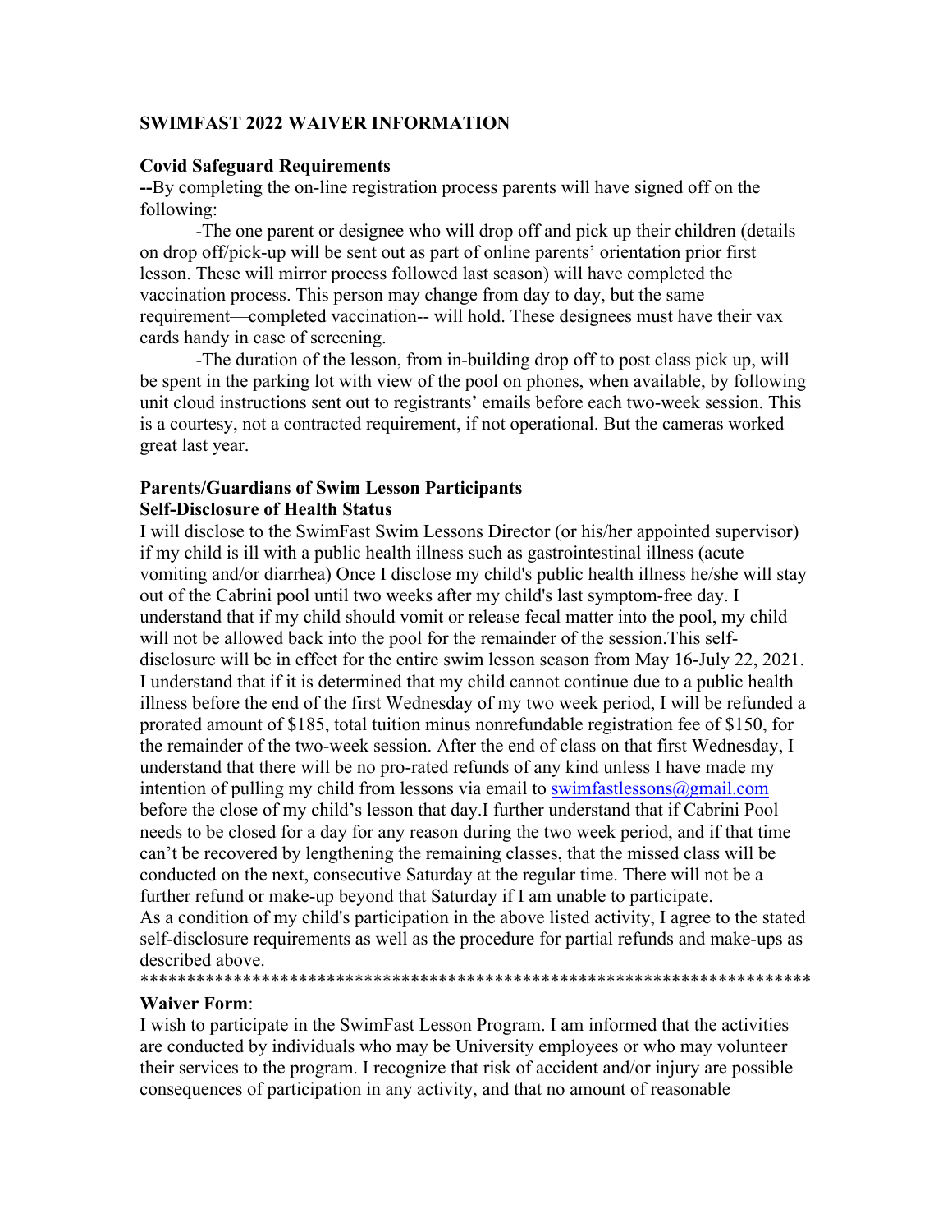**SWIMFAST 2022 WAIVER INFORMATION**

**Covid Safeguard Requirements**

**--**By completing the on-line registration process parents will have signed off on the following:

-The one parent or designee who will drop off and pick up their children (details on drop off/pick-up will be sent out as part of online parents' orientation prior first lesson. These will mirror process followed last season) will have completed the vaccination process. This person may change from day to day, but the same requirement—completed vaccination-- will hold. These designees must have their vax cards handy in case of screening.

-The duration of the lesson, from in-building drop off to post class pick up, will be spent in the parking lot with view of the pool on phones, when available, by following unit cloud instructions sent out to registrants' emails before each two-week session. This is a courtesy, not a contracted requirement, if not operational. But the cameras worked great last year.

**Parents/Guardians of Swim Lesson Participants**
**Self-Disclosure of Health Status**

I will disclose to the SwimFast Swim Lessons Director (or his/her appointed supervisor) if my child is ill with a public health illness such as gastrointestinal illness (acute vomiting and/or diarrhea) Once I disclose my child's public health illness he/she will stay out of the Cabrini pool until two weeks after my child's last symptom-free day. I understand that if my child should vomit or release fecal matter into the pool, my child will not be allowed back into the pool for the remainder of the session.This self-disclosure will be in effect for the entire swim lesson season from May 16-July 22, 2021. I understand that if it is determined that my child cannot continue due to a public health illness before the end of the first Wednesday of my two week period, I will be refunded a prorated amount of $185, total tuition minus nonrefundable registration fee of $150, for the remainder of the two-week session. After the end of class on that first Wednesday, I understand that there will be no pro-rated refunds of any kind unless I have made my intention of pulling my child from lessons via email to swimfastlessons@gmail.com before the close of my child's lesson that day.I further understand that if Cabrini Pool needs to be closed for a day for any reason during the two week period, and if that time can't be recovered by lengthening the remaining classes, that the missed class will be conducted on the next, consecutive Saturday at the regular time. There will not be a further refund or make-up beyond that Saturday if I am unable to participate.
As a condition of my child's participation in the above listed activity, I agree to the stated self-disclosure requirements as well as the procedure for partial refunds and make-ups as described above.

************************************************************************

**Waiver Form**:

I wish to participate in the SwimFast Lesson Program. I am informed that the activities are conducted by individuals who may be University employees or who may volunteer their services to the program. I recognize that risk of accident and/or injury are possible consequences of participation in any activity, and that no amount of reasonable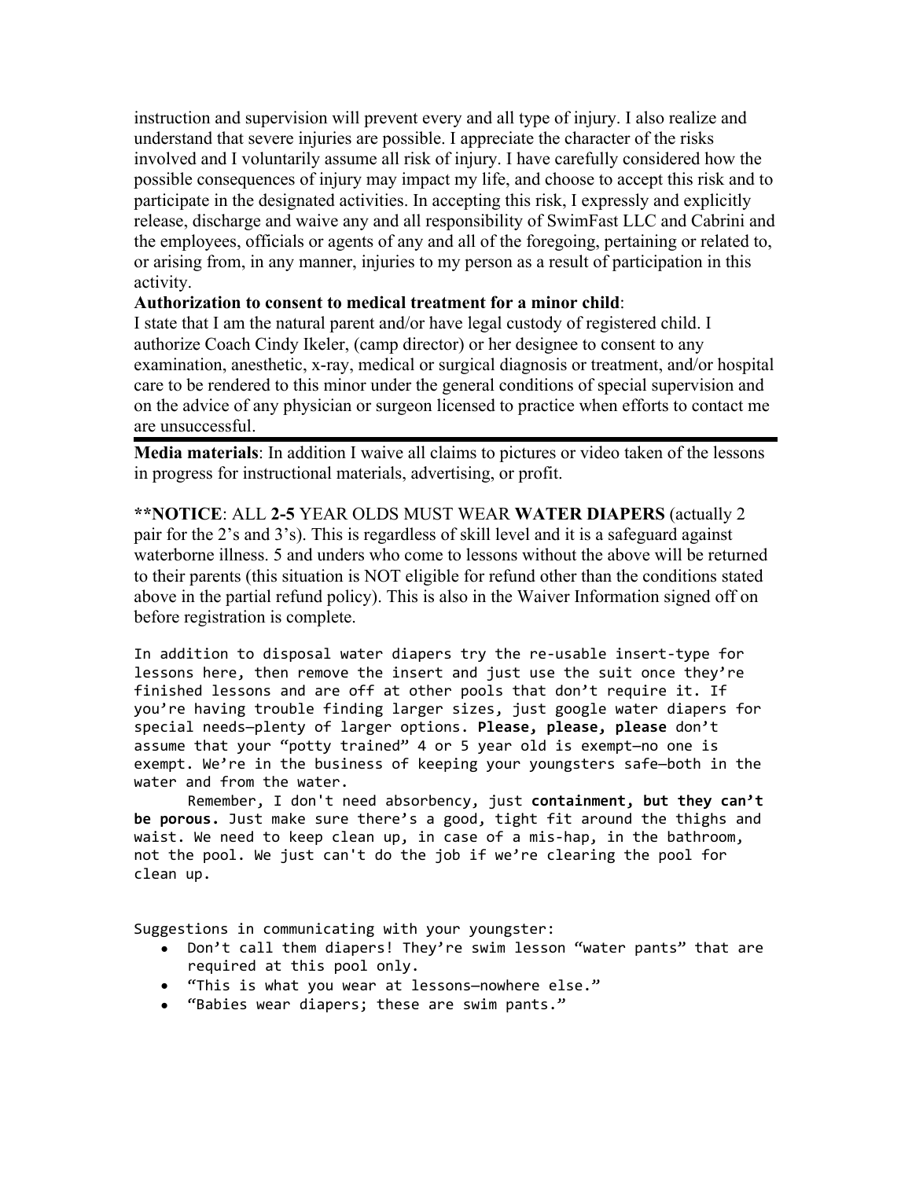instruction and supervision will prevent every and all type of injury. I also realize and understand that severe injuries are possible. I appreciate the character of the risks involved and I voluntarily assume all risk of injury. I have carefully considered how the possible consequences of injury may impact my life, and choose to accept this risk and to participate in the designated activities. In accepting this risk, I expressly and explicitly release, discharge and waive any and all responsibility of SwimFast LLC and Cabrini and the employees, officials or agents of any and all of the foregoing, pertaining or related to, or arising from, in any manner, injuries to my person as a result of participation in this activity.

**Authorization to consent to medical treatment for a minor child**:
I state that I am the natural parent and/or have legal custody of registered child. I authorize Coach Cindy Ikeler, (camp director) or her designee to consent to any examination, anesthetic, x-ray, medical or surgical diagnosis or treatment, and/or hospital care to be rendered to this minor under the general conditions of special supervision and on the advice of any physician or surgeon licensed to practice when efforts to contact me are unsuccessful.

---

**Media materials**: In addition I waive all claims to pictures or video taken of the lessons in progress for instructional materials, advertising, or profit.

****NOTICE**: ALL **2-5** YEAR OLDS MUST WEAR **WATER DIAPERS** (actually 2 pair for the 2's and 3's). This is regardless of skill level and it is a safeguard against waterborne illness. 5 and unders who come to lessons without the above will be returned to their parents (this situation is NOT eligible for refund other than the conditions stated above in the partial refund policy). This is also in the Waiver Information signed off on before registration is complete.

In addition to disposal water diapers try the re-usable insert-type for lessons here, then remove the insert and just use the suit once they're finished lessons and are off at other pools that don't require it. If you're having trouble finding larger sizes, just google water diapers for special needs—plenty of larger options. **Please, please, please** don't assume that your "potty trained" 4 or 5 year old is exempt—no one is exempt. We're in the business of keeping your youngsters safe—both in the water and from the water.

Remember, I don't need absorbency, just **containment, but they can't be porous.** Just make sure there's a good, tight fit around the thighs and waist. We need to keep clean up, in case of a mis-hap, in the bathroom, not the pool. We just can't do the job if we're clearing the pool for clean up.

Suggestions in communicating with your youngster:

- Don't call them diapers! They're swim lesson "water pants" that are required at this pool only.
- "This is what you wear at lessons—nowhere else."
- "Babies wear diapers; these are swim pants."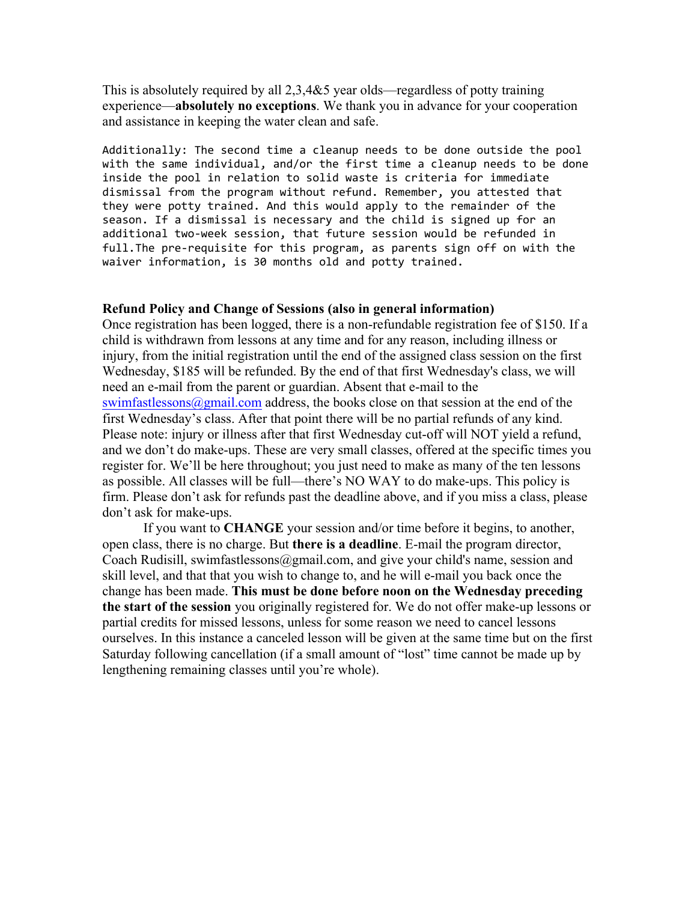This is absolutely required by all 2,3,4&5 year olds—regardless of potty training experience—**absolutely no exceptions**. We thank you in advance for your cooperation and assistance in keeping the water clean and safe.

Additionally: The second time a cleanup needs to be done outside the pool with the same individual, and/or the first time a cleanup needs to be done inside the pool in relation to solid waste is criteria for immediate dismissal from the program without refund. Remember, you attested that they were potty trained. And this would apply to the remainder of the season. If a dismissal is necessary and the child is signed up for an additional two-week session, that future session would be refunded in full.The pre-requisite for this program, as parents sign off on with the waiver information, is 30 months old and potty trained.

**Refund Policy and Change of Sessions (also in general information)**

Once registration has been logged, there is a non-refundable registration fee of $150. If a child is withdrawn from lessons at any time and for any reason, including illness or injury, from the initial registration until the end of the assigned class session on the first Wednesday, $185 will be refunded. By the end of that first Wednesday's class, we will need an e-mail from the parent or guardian. Absent that e-mail to the swimfastlessons@gmail.com address, the books close on that session at the end of the first Wednesday's class. After that point there will be no partial refunds of any kind. Please note: injury or illness after that first Wednesday cut-off will NOT yield a refund, and we don't do make-ups. These are very small classes, offered at the specific times you register for. We'll be here throughout; you just need to make as many of the ten lessons as possible. All classes will be full—there's NO WAY to do make-ups. This policy is firm. Please don't ask for refunds past the deadline above, and if you miss a class, please don't ask for make-ups.

If you want to **CHANGE** your session and/or time before it begins, to another, open class, there is no charge. But **there is a deadline**. E-mail the program director, Coach Rudisill, swimfastlessons@gmail.com, and give your child's name, session and skill level, and that that you wish to change to, and he will e-mail you back once the change has been made. **This must be done before noon on the Wednesday preceding the start of the session** you originally registered for. We do not offer make-up lessons or partial credits for missed lessons, unless for some reason we need to cancel lessons ourselves. In this instance a canceled lesson will be given at the same time but on the first Saturday following cancellation (if a small amount of "lost" time cannot be made up by lengthening remaining classes until you're whole).